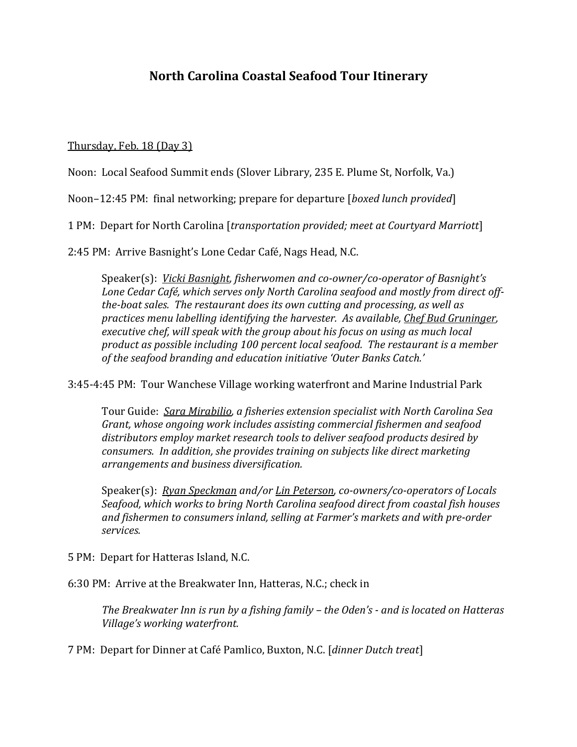# North Carolina Coastal Seafood Tour Itinerary

<u>Thursday, Feb. 18 (Day 3)</u>

Noon: Local Seafood Summit ends (Slover Library, 235 E. Plume St, Norfolk, Va.)

Noon–12:45 PM: final networking; prepare for departure [*boxed lunch provided*]

1 PM: Depart for North Carolina [*transportation provided; meet at Courtyard Marriott*]

2:45 PM: Arrive Basnight's Lone Cedar Café, Nags Head, N.C.

> Speaker(s): *<u>Vicki Basnight</u>, fisherwomen and co-owner/co-operator of Basnight's Lone Cedar Café, which serves only North Carolina seafood and mostly from direct off-the-boat sales. The restaurant does its own cutting and processing, as well as practices menu labelling identifying the harvester. As available, <u>Chef Bud Gruninger</u>, executive chef, will speak with the group about his focus on using as much local product as possible including 100 percent local seafood. The restaurant is a member of the seafood branding and education initiative 'Outer Banks Catch.'*

3:45-4:45 PM: Tour Wanchese Village working waterfront and Marine Industrial Park

> Tour Guide: *<u>Sara Mirabilio</u>, a fisheries extension specialist with North Carolina Sea Grant, whose ongoing work includes assisting commercial fishermen and seafood distributors employ market research tools to deliver seafood products desired by consumers. In addition, she provides training on subjects like direct marketing arrangements and business diversification.*
>
> Speaker(s): *<u>Ryan Speckman</u> and/or <u>Lin Peterson</u>, co-owners/co-operators of Locals Seafood, which works to bring North Carolina seafood direct from coastal fish houses and fishermen to consumers inland, selling at Farmer's markets and with pre-order services.*

5 PM: Depart for Hatteras Island, N.C.

6:30 PM: Arrive at the Breakwater Inn, Hatteras, N.C.; check in

> *The Breakwater Inn is run by a fishing family – the Oden's - and is located on Hatteras Village's working waterfront.*

7 PM: Depart for Dinner at Café Pamlico, Buxton, N.C. [*dinner Dutch treat*]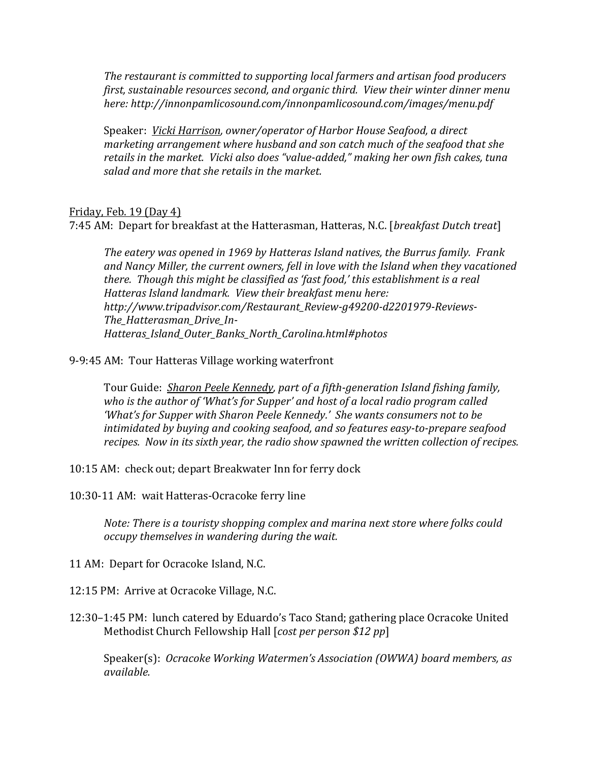*The restaurant is committed to supporting local farmers and artisan food producers first, sustainable resources second, and organic third. View their winter dinner menu here: http://innonpamlicosound.com/innonpamlicosound.com/images/menu.pdf*

Speaker: <u>*Vicki Harrison*</u>*, owner/operator of Harbor House Seafood, a direct marketing arrangement where husband and son catch much of the seafood that she retails in the market. Vicki also does "value-added," making her own fish cakes, tuna salad and more that she retails in the market.*

<u>Friday, Feb. 19 (Day 4)</u>

7:45 AM: Depart for breakfast at the Hatterasman, Hatteras, N.C. [*breakfast Dutch treat*]

*The eatery was opened in 1969 by Hatteras Island natives, the Burrus family. Frank and Nancy Miller, the current owners, fell in love with the Island when they vacationed there. Though this might be classified as 'fast food,' this establishment is a real Hatteras Island landmark. View their breakfast menu here: http://www.tripadvisor.com/Restaurant_Review-g49200-d2201979-Reviews-The_Hatterasman_Drive_In-Hatteras_Island_Outer_Banks_North_Carolina.html#photos*

9-9:45 AM: Tour Hatteras Village working waterfront

Tour Guide: <u>*Sharon Peele Kennedy*</u>*, part of a fifth-generation Island fishing family, who is the author of 'What's for Supper' and host of a local radio program called 'What's for Supper with Sharon Peele Kennedy.' She wants consumers not to be intimidated by buying and cooking seafood, and so features easy-to-prepare seafood recipes. Now in its sixth year, the radio show spawned the written collection of recipes.*

10:15 AM: check out; depart Breakwater Inn for ferry dock

10:30-11 AM: wait Hatteras-Ocracoke ferry line

*Note: There is a touristy shopping complex and marina next store where folks could occupy themselves in wandering during the wait.*

11 AM: Depart for Ocracoke Island, N.C.

12:15 PM: Arrive at Ocracoke Village, N.C.

12:30–1:45 PM: lunch catered by Eduardo's Taco Stand; gathering place Ocracoke United Methodist Church Fellowship Hall [*cost per person $12 pp*]

Speaker(s): *Ocracoke Working Watermen's Association (OWWA) board members, as available.*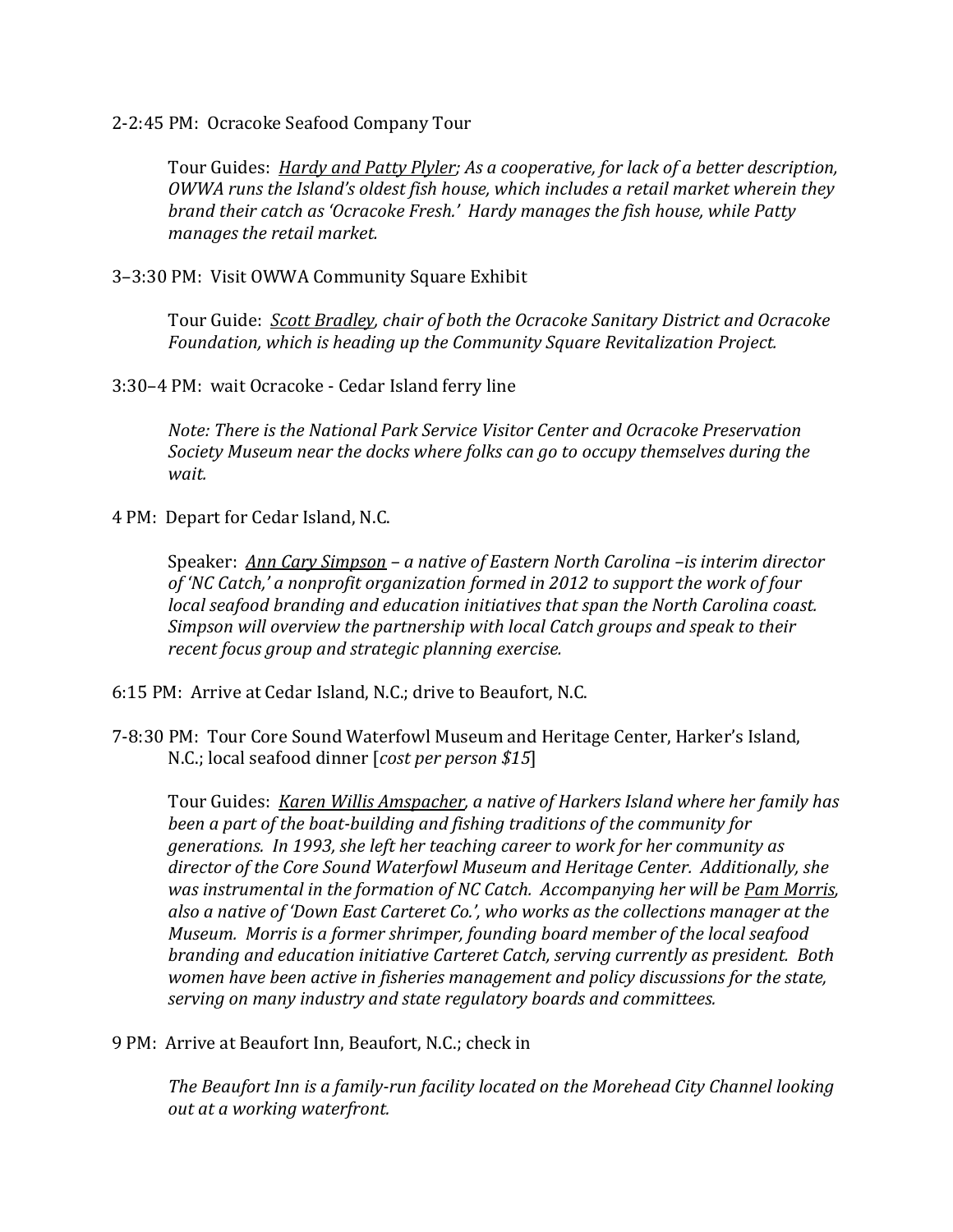2-2:45 PM: Ocracoke Seafood Company Tour

> Tour Guides: <u>*Hardy and Patty Plyler*</u>*; As a cooperative, for lack of a better description, OWWA runs the Island's oldest fish house, which includes a retail market wherein they brand their catch as 'Ocracoke Fresh.' Hardy manages the fish house, while Patty manages the retail market.*

3–3:30 PM: Visit OWWA Community Square Exhibit

> Tour Guide: <u>*Scott Bradley*</u>*, chair of both the Ocracoke Sanitary District and Ocracoke Foundation, which is heading up the Community Square Revitalization Project.*

3:30–4 PM: wait Ocracoke - Cedar Island ferry line

> *Note: There is the National Park Service Visitor Center and Ocracoke Preservation Society Museum near the docks where folks can go to occupy themselves during the wait.*

4 PM: Depart for Cedar Island, N.C.

> Speaker: <u>*Ann Cary Simpson*</u> *– a native of Eastern North Carolina –is interim director of 'NC Catch,' a nonprofit organization formed in 2012 to support the work of four local seafood branding and education initiatives that span the North Carolina coast. Simpson will overview the partnership with local Catch groups and speak to their recent focus group and strategic planning exercise.*

6:15 PM: Arrive at Cedar Island, N.C.; drive to Beaufort, N.C.

7-8:30 PM: Tour Core Sound Waterfowl Museum and Heritage Center, Harker's Island, N.C.; local seafood dinner [*cost per person $15*]

> Tour Guides: <u>*Karen Willis Amspacher*</u>*, a native of Harkers Island where her family has been a part of the boat-building and fishing traditions of the community for generations. In 1993, she left her teaching career to work for her community as director of the Core Sound Waterfowl Museum and Heritage Center. Additionally, she was instrumental in the formation of NC Catch. Accompanying her will be* <u>*Pam Morris*</u>*, also a native of 'Down East Carteret Co.', who works as the collections manager at the Museum. Morris is a former shrimper, founding board member of the local seafood branding and education initiative Carteret Catch, serving currently as president. Both women have been active in fisheries management and policy discussions for the state, serving on many industry and state regulatory boards and committees.*

9 PM: Arrive at Beaufort Inn, Beaufort, N.C.; check in

> *The Beaufort Inn is a family-run facility located on the Morehead City Channel looking out at a working waterfront.*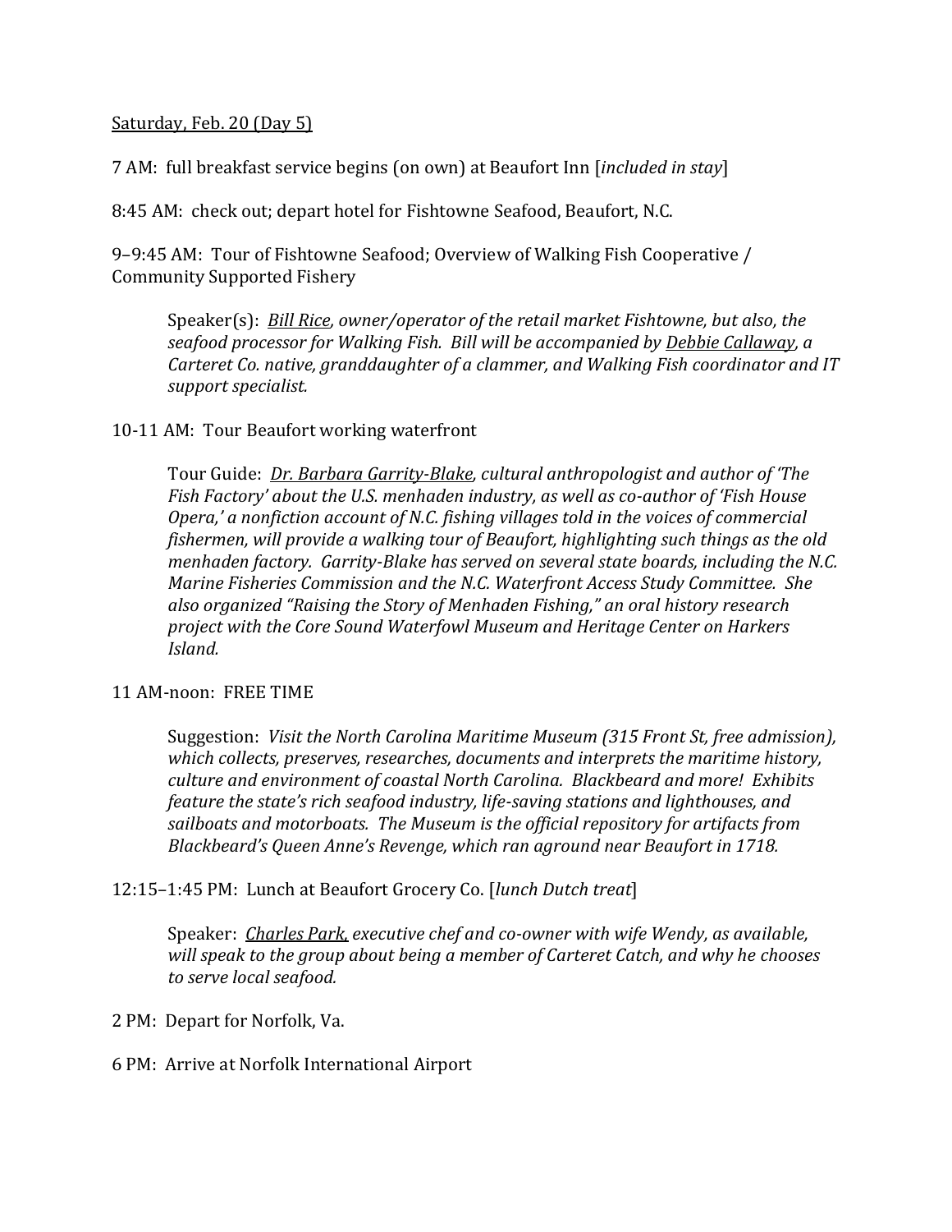<u>Saturday, Feb. 20 (Day 5)</u>

7 AM: full breakfast service begins (on own) at Beaufort Inn [*included in stay*]

8:45 AM: check out; depart hotel for Fishtowne Seafood, Beaufort, N.C.

9–9:45 AM: Tour of Fishtowne Seafood; Overview of Walking Fish Cooperative / Community Supported Fishery

> Speaker(s): *<u>Bill Rice</u>, owner/operator of the retail market Fishtowne, but also, the seafood processor for Walking Fish. Bill will be accompanied by <u>Debbie Callaway</u>, a Carteret Co. native, granddaughter of a clammer, and Walking Fish coordinator and IT support specialist.*

10-11 AM: Tour Beaufort working waterfront

> Tour Guide: *<u>Dr. Barbara Garrity-Blake</u>, cultural anthropologist and author of 'The Fish Factory' about the U.S. menhaden industry, as well as co-author of 'Fish House Opera,' a nonfiction account of N.C. fishing villages told in the voices of commercial fishermen, will provide a walking tour of Beaufort, highlighting such things as the old menhaden factory. Garrity-Blake has served on several state boards, including the N.C. Marine Fisheries Commission and the N.C. Waterfront Access Study Committee. She also organized "Raising the Story of Menhaden Fishing," an oral history research project with the Core Sound Waterfowl Museum and Heritage Center on Harkers Island.*

11 AM-noon: FREE TIME

> Suggestion: *Visit the North Carolina Maritime Museum (315 Front St, free admission), which collects, preserves, researches, documents and interprets the maritime history, culture and environment of coastal North Carolina. Blackbeard and more! Exhibits feature the state's rich seafood industry, life-saving stations and lighthouses, and sailboats and motorboats. The Museum is the official repository for artifacts from Blackbeard's Queen Anne's Revenge, which ran aground near Beaufort in 1718.*

12:15–1:45 PM: Lunch at Beaufort Grocery Co. [*lunch Dutch treat*]

> Speaker: *<u>Charles Park</u>, executive chef and co-owner with wife Wendy, as available, will speak to the group about being a member of Carteret Catch, and why he chooses to serve local seafood.*

2 PM: Depart for Norfolk, Va.

6 PM: Arrive at Norfolk International Airport